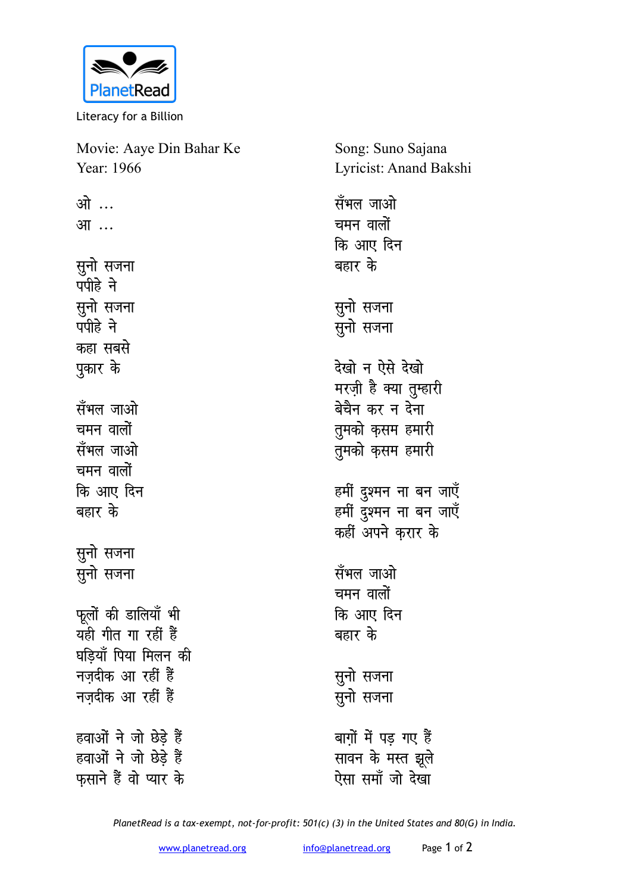PlanetRead

Literacy for a Billion

Movie: Aaye Din Bahar Ke
Year: 1966

Song: Suno Sajana
Lyricist: Anand Bakshi

ओ ...
आ ...

सुनो सजना
पपीहे ने
सुनो सजना
पपीहे ने
कहा सबसे
पुकार के

सँभल जाओ
चमन वालों
सँभल जाओ
चमन वालों
कि आए दिन
बहार के

सुनो सजना
सुनो सजना

फूलों की डालियाँ भी
यही गीत गा रहीं हैं
घड़ियाँ पिया मिलन की
नज़दीक आ रहीं हैं
नज़दीक आ रहीं हैं

हवाओं ने जो छेड़े हैं
हवाओं ने जो छेड़े हैं
फ़साने हैं वो प्यार के

सँभल जाओ
चमन वालों
कि आए दिन
बहार के

सुनो सजना
सुनो सजना

देखो न ऐसे देखो
मरज़ी है क्या तुम्हारी
बेचैन कर न देना
तुमको क़सम हमारी
तुमको क़सम हमारी

हमीं दुश्मन ना बन जाएँ
हमीं दुश्मन ना बन जाएँ
कहीं अपने क़रार के

सँभल जाओ
चमन वालों
कि आए दिन
बहार के

सुनो सजना
सुनो सजना

बाग़ों में पड़ गए हैं
सावन के मस्त झूले
ऐसा समाँ जो देखा

*PlanetRead is a tax-exempt, not-for-profit: 501(c) (3) in the United States and 80(G) in India.*

www.planetread.org info@planetread.org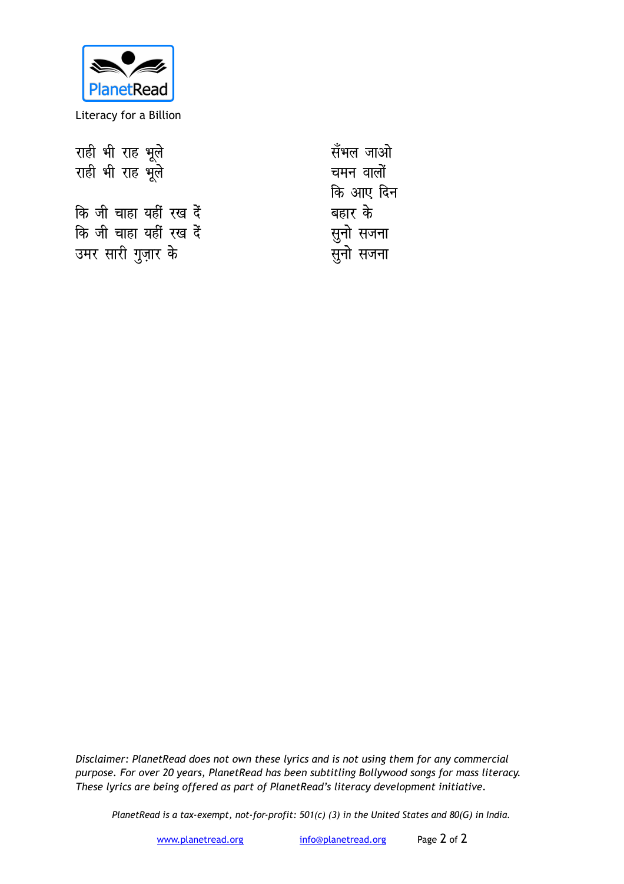Literacy for a Billion

राही भी राह भूले
राही भी राह भूले

कि जी चाहा यहीं रख दें
कि जी चाहा यहीं रख दें
उमर सारी गुज़ार के

सँभल जाओ
चमन वालों
कि आए दिन
बहार के
सुनो सजना
सुनो सजना

*Disclaimer: PlanetRead does not own these lyrics and is not using them for any commercial purpose. For over 20 years, PlanetRead has been subtitling Bollywood songs for mass literacy. These lyrics are being offered as part of PlanetRead's literacy development initiative.*

*PlanetRead is a tax-exempt, not-for-profit: 501(c) (3) in the United States and 80(G) in India.*

www.planetread.org info@planetread.org